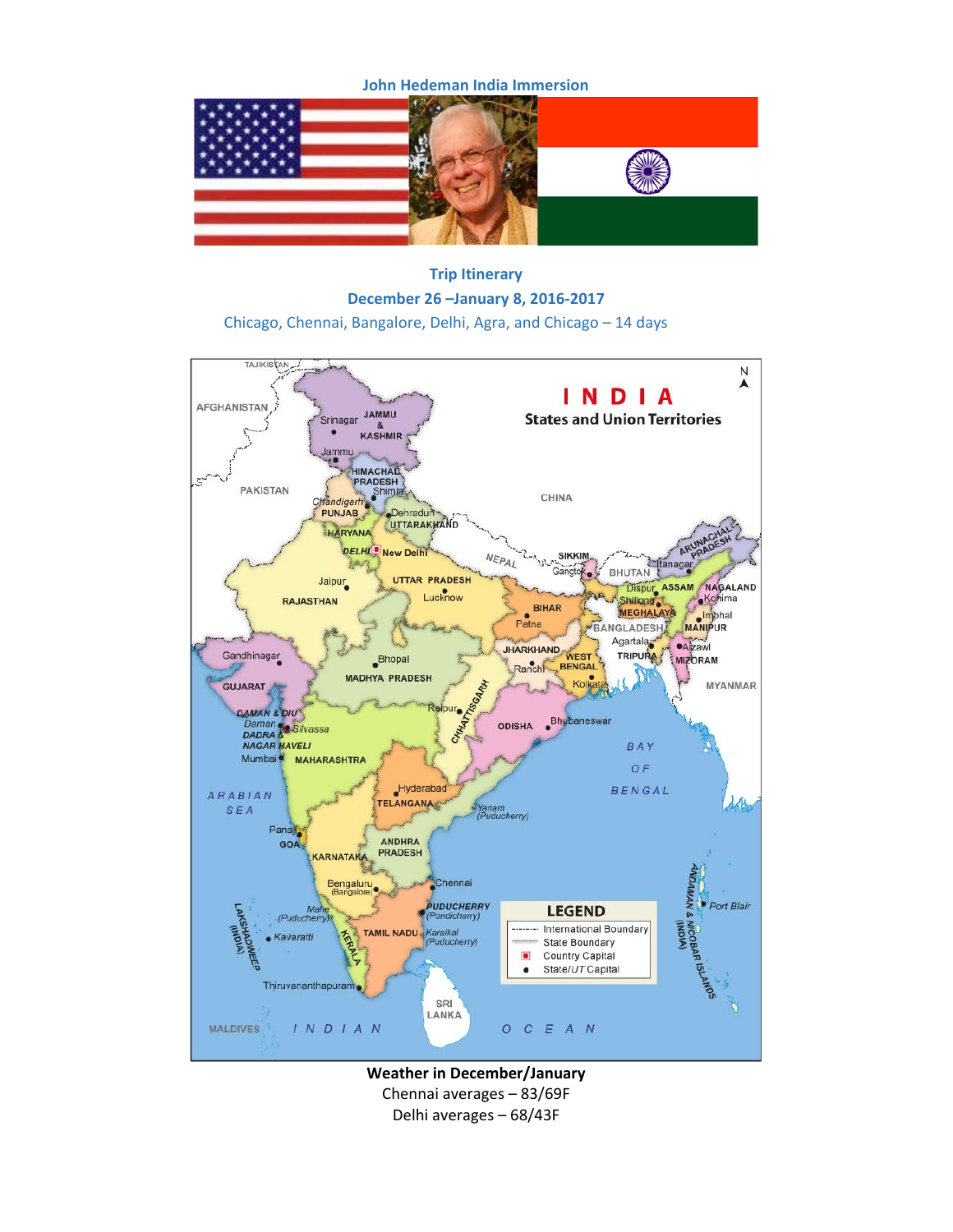# John Hedeman India Immersion

## Trip Itinerary

**December 26 –January 8, 2016-2017**

Chicago, Chennai, Bangalore, Delhi, Agra, and Chicago – 14 days

**Weather in December/January**

Chennai averages – 83/69F

Delhi averages – 68/43F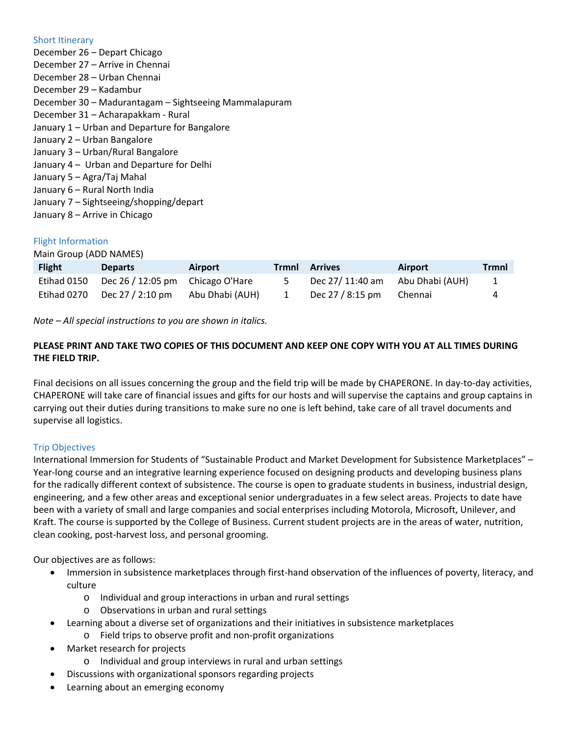### Short Itinerary

December 26 – Depart Chicago
December 27 – Arrive in Chennai
December 28 – Urban Chennai
December 29 – Kadambur
December 30 – Madurantagam – Sightseeing Mammalapuram
December 31 – Acharapakkam - Rural
January 1 – Urban and Departure for Bangalore
January 2 – Urban Bangalore
January 3 – Urban/Rural Bangalore
January 4 – Urban and Departure for Delhi
January 5 – Agra/Taj Mahal
January 6 – Rural North India
January 7 – Sightseeing/shopping/depart
January 8 – Arrive in Chicago

### Flight Information

Main Group (ADD NAMES)

| Flight | Departs | Airport | Trmnl | Arrives | Airport | Trmnl |
|---|---|---|---|---|---|---|
| Etihad 0150 | Dec 26 / 12:05 pm | Chicago O'Hare | 5 | Dec 27/ 11:40 am | Abu Dhabi (AUH) | 1 |
| Etihad 0270 | Dec 27 / 2:10 pm | Abu Dhabi (AUH) | 1 | Dec 27 / 8:15 pm | Chennai | 4 |

*Note – All special instructions to you are shown in italics.*

**PLEASE PRINT AND TAKE TWO COPIES OF THIS DOCUMENT AND KEEP ONE COPY WITH YOU AT ALL TIMES DURING THE FIELD TRIP.**

Final decisions on all issues concerning the group and the field trip will be made by CHAPERONE. In day-to-day activities, CHAPERONE will take care of financial issues and gifts for our hosts and will supervise the captains and group captains in carrying out their duties during transitions to make sure no one is left behind, take care of all travel documents and supervise all logistics.

### Trip Objectives

International Immersion for Students of "Sustainable Product and Market Development for Subsistence Marketplaces" – Year-long course and an integrative learning experience focused on designing products and developing business plans for the radically different context of subsistence. The course is open to graduate students in business, industrial design, engineering, and a few other areas and exceptional senior undergraduates in a few select areas. Projects to date have been with a variety of small and large companies and social enterprises including Motorola, Microsoft, Unilever, and Kraft. The course is supported by the College of Business. Current student projects are in the areas of water, nutrition, clean cooking, post-harvest loss, and personal grooming.

Our objectives are as follows:

- Immersion in subsistence marketplaces through first-hand observation of the influences of poverty, literacy, and culture
  - Individual and group interactions in urban and rural settings
  - Observations in urban and rural settings
- Learning about a diverse set of organizations and their initiatives in subsistence marketplaces
  - Field trips to observe profit and non-profit organizations
- Market research for projects
  - Individual and group interviews in rural and urban settings
- Discussions with organizational sponsors regarding projects
- Learning about an emerging economy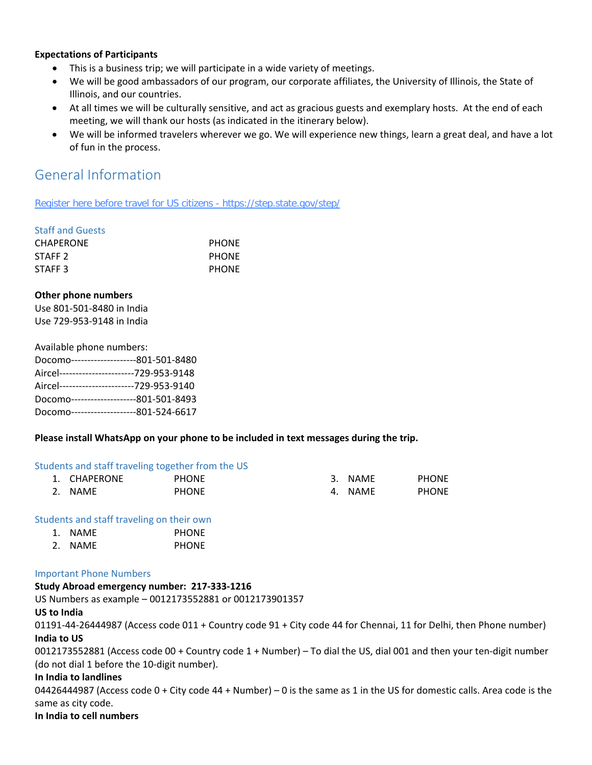**Expectations of Participants**

- This is a business trip; we will participate in a wide variety of meetings.
- We will be good ambassadors of our program, our corporate affiliates, the University of Illinois, the State of Illinois, and our countries.
- At all times we will be culturally sensitive, and act as gracious guests and exemplary hosts. At the end of each meeting, we will thank our hosts (as indicated in the itinerary below).
- We will be informed travelers wherever we go. We will experience new things, learn a great deal, and have a lot of fun in the process.

## General Information

[Register here before travel for US citizens - https://step.state.gov/step/](https://step.state.gov/step/)

### Staff and Guests

| | |
|---|---|
| CHAPERONE | PHONE |
| STAFF 2 | PHONE |
| STAFF 3 | PHONE |

**Other phone numbers**

Use 801-501-8480 in India
Use 729-953-9148 in India

Available phone numbers:
Docomo--------------------801-501-8480
Aircel-----------------------729-953-9148
Aircel-----------------------729-953-9140
Docomo--------------------801-501-8493
Docomo--------------------801-524-6617

**Please install WhatsApp on your phone to be included in text messages during the trip.**

### Students and staff traveling together from the US

1. CHAPERONE PHONE
2. NAME PHONE
3. NAME PHONE
4. NAME PHONE

### Students and staff traveling on their own

1. NAME PHONE
2. NAME PHONE

### Important Phone Numbers

**Study Abroad emergency number: 217-333-1216**

US Numbers as example – 0012173552881 or 0012173901357

**US to India**

01191-44-26444987 (Access code 011 + Country code 91 + City code 44 for Chennai, 11 for Delhi, then Phone number)

**India to US**

0012173552881 (Access code 00 + Country code 1 + Number) – To dial the US, dial 001 and then your ten-digit number (do not dial 1 before the 10-digit number).

**In India to landlines**

04426444987 (Access code 0 + City code 44 + Number) – 0 is the same as 1 in the US for domestic calls. Area code is the same as city code.

**In India to cell numbers**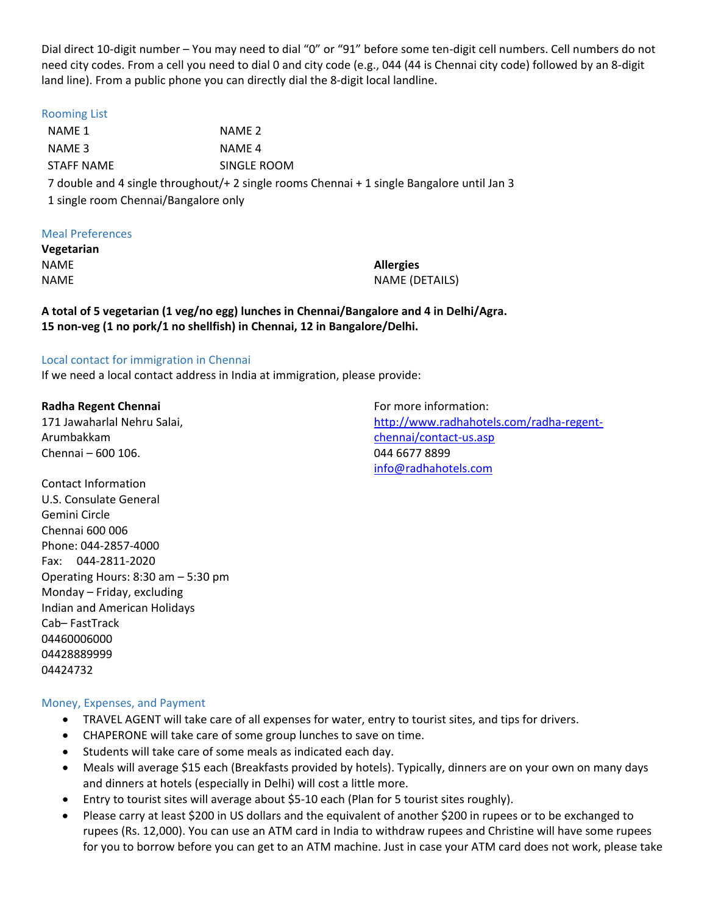Dial direct 10-digit number – You may need to dial "0" or "91" before some ten-digit cell numbers. Cell numbers do not need city codes. From a cell you need to dial 0 and city code (e.g., 044 (44 is Chennai city code) followed by an 8-digit land line). From a public phone you can directly dial the 8-digit local landline.

## Rooming List

| | |
|---|---|
| NAME 1 | NAME 2 |
| NAME 3 | NAME 4 |
| STAFF NAME | SINGLE ROOM |

7 double and 4 single throughout/+ 2 single rooms Chennai + 1 single Bangalore until Jan 3

1 single room Chennai/Bangalore only

## Meal Preferences

**Vegetarian**

NAME

NAME

**Allergies**

NAME (DETAILS)

**A total of 5 vegetarian (1 veg/no egg) lunches in Chennai/Bangalore and 4 in Delhi/Agra.**
**15 non-veg (1 no pork/1 no shellfish) in Chennai, 12 in Bangalore/Delhi.**

## Local contact for immigration in Chennai

If we need a local contact address in India at immigration, please provide:

**Radha Regent Chennai**
171 Jawaharlal Nehru Salai,
Arumbakkam
Chennai – 600 106.

For more information:
http://www.radhahotels.com/radha-regent-chennai/contact-us.asp
044 6677 8899
info@radhahotels.com

Contact Information
U.S. Consulate General
Gemini Circle
Chennai 600 006
Phone: 044-2857-4000
Fax: 044-2811-2020
Operating Hours: 8:30 am – 5:30 pm
Monday – Friday, excluding
Indian and American Holidays
Cab– FastTrack
04460006000
04428889999
04424732

## Money, Expenses, and Payment

- TRAVEL AGENT will take care of all expenses for water, entry to tourist sites, and tips for drivers.
- CHAPERONE will take care of some group lunches to save on time.
- Students will take care of some meals as indicated each day.
- Meals will average $15 each (Breakfasts provided by hotels). Typically, dinners are on your own on many days and dinners at hotels (especially in Delhi) will cost a little more.
- Entry to tourist sites will average about $5-10 each (Plan for 5 tourist sites roughly).
- Please carry at least $200 in US dollars and the equivalent of another $200 in rupees or to be exchanged to rupees (Rs. 12,000). You can use an ATM card in India to withdraw rupees and Christine will have some rupees for you to borrow before you can get to an ATM machine. Just in case your ATM card does not work, please take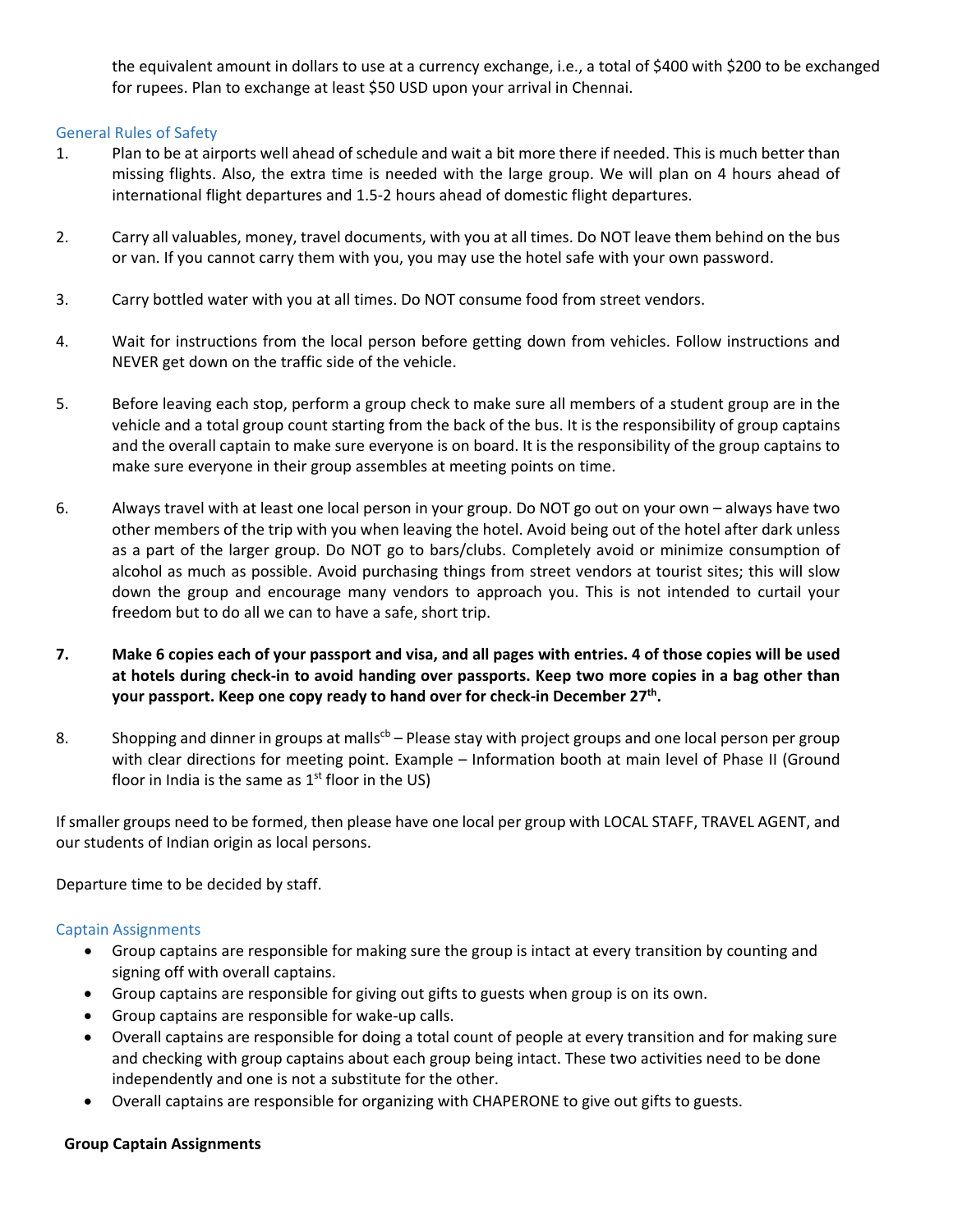the equivalent amount in dollars to use at a currency exchange, i.e., a total of $400 with $200 to be exchanged for rupees. Plan to exchange at least $50 USD upon your arrival in Chennai.

## General Rules of Safety

1. Plan to be at airports well ahead of schedule and wait a bit more there if needed. This is much better than missing flights. Also, the extra time is needed with the large group. We will plan on 4 hours ahead of international flight departures and 1.5-2 hours ahead of domestic flight departures.

2. Carry all valuables, money, travel documents, with you at all times. Do NOT leave them behind on the bus or van. If you cannot carry them with you, you may use the hotel safe with your own password.

3. Carry bottled water with you at all times. Do NOT consume food from street vendors.

4. Wait for instructions from the local person before getting down from vehicles. Follow instructions and NEVER get down on the traffic side of the vehicle.

5. Before leaving each stop, perform a group check to make sure all members of a student group are in the vehicle and a total group count starting from the back of the bus. It is the responsibility of group captains and the overall captain to make sure everyone is on board. It is the responsibility of the group captains to make sure everyone in their group assembles at meeting points on time.

6. Always travel with at least one local person in your group. Do NOT go out on your own – always have two other members of the trip with you when leaving the hotel. Avoid being out of the hotel after dark unless as a part of the larger group. Do NOT go to bars/clubs. Completely avoid or minimize consumption of alcohol as much as possible. Avoid purchasing things from street vendors at tourist sites; this will slow down the group and encourage many vendors to approach you. This is not intended to curtail your freedom but to do all we can to have a safe, short trip.

7. **Make 6 copies each of your passport and visa, and all pages with entries. 4 of those copies will be used at hotels during check-in to avoid handing over passports. Keep two more copies in a bag other than your passport. Keep one copy ready to hand over for check-in December 27th.**

8. Shopping and dinner in groups at malls[cb] – Please stay with project groups and one local person per group with clear directions for meeting point. Example – Information booth at main level of Phase II (Ground floor in India is the same as 1st floor in the US)

If smaller groups need to be formed, then please have one local per group with LOCAL STAFF, TRAVEL AGENT, and our students of Indian origin as local persons.

Departure time to be decided by staff.

## Captain Assignments

- Group captains are responsible for making sure the group is intact at every transition by counting and signing off with overall captains.
- Group captains are responsible for giving out gifts to guests when group is on its own.
- Group captains are responsible for wake-up calls.
- Overall captains are responsible for doing a total count of people at every transition and for making sure and checking with group captains about each group being intact. These two activities need to be done independently and one is not a substitute for the other.
- Overall captains are responsible for organizing with CHAPERONE to give out gifts to guests.

**Group Captain Assignments**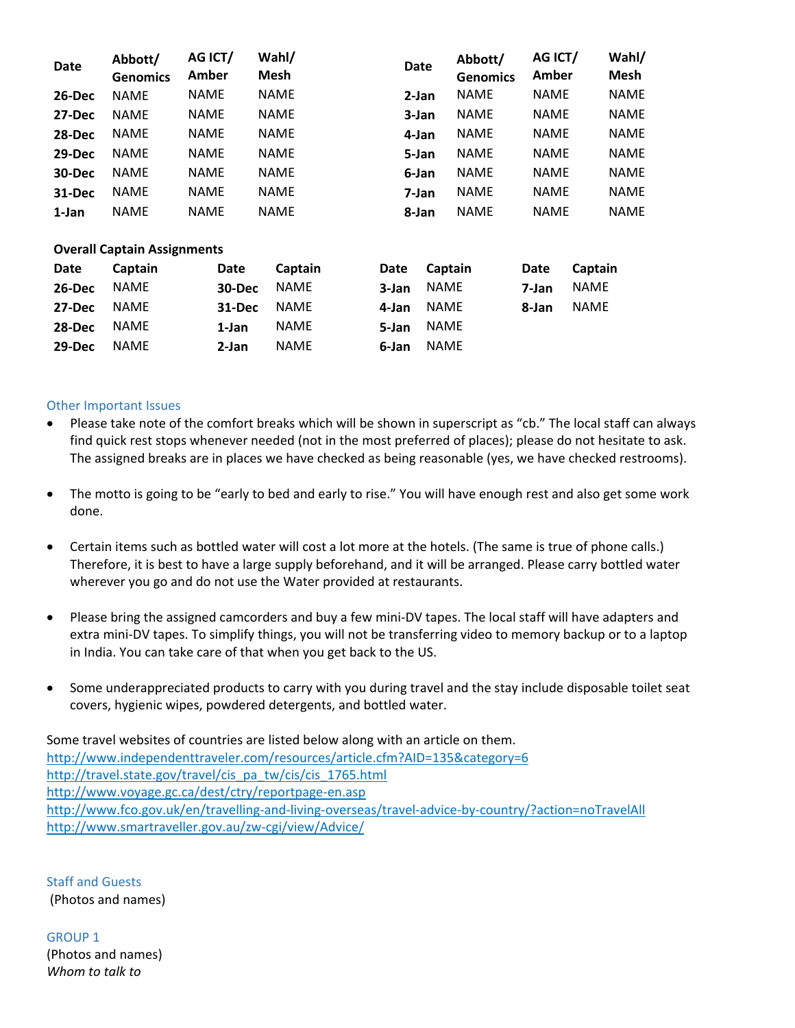| Date | Abbott/ Genomics | AG ICT/ Amber | Wahl/ Mesh |
|---|---|---|---|
| 26-Dec | NAME | NAME | NAME |
| 27-Dec | NAME | NAME | NAME |
| 28-Dec | NAME | NAME | NAME |
| 29-Dec | NAME | NAME | NAME |
| 30-Dec | NAME | NAME | NAME |
| 31-Dec | NAME | NAME | NAME |
| 1-Jan | NAME | NAME | NAME |

| Date | Abbott/ Genomics | AG ICT/ Amber | Wahl/ Mesh |
|---|---|---|---|
| 2-Jan | NAME | NAME | NAME |
| 3-Jan | NAME | NAME | NAME |
| 4-Jan | NAME | NAME | NAME |
| 5-Jan | NAME | NAME | NAME |
| 6-Jan | NAME | NAME | NAME |
| 7-Jan | NAME | NAME | NAME |
| 8-Jan | NAME | NAME | NAME |

**Overall Captain Assignments**

| Date | Captain | Date | Captain | Date | Captain | Date | Captain |
|---|---|---|---|---|---|---|---|
| 26-Dec | NAME | 30-Dec | NAME | 3-Jan | NAME | 7-Jan | NAME |
| 27-Dec | NAME | 31-Dec | NAME | 4-Jan | NAME | 8-Jan | NAME |
| 28-Dec | NAME | 1-Jan | NAME | 5-Jan | NAME | | |
| 29-Dec | NAME | 2-Jan | NAME | 6-Jan | NAME | | |

## Other Important Issues

- Please take note of the comfort breaks which will be shown in superscript as "cb." The local staff can always find quick rest stops whenever needed (not in the most preferred of places); please do not hesitate to ask. The assigned breaks are in places we have checked as being reasonable (yes, we have checked restrooms).

- The motto is going to be "early to bed and early to rise." You will have enough rest and also get some work done.

- Certain items such as bottled water will cost a lot more at the hotels. (The same is true of phone calls.) Therefore, it is best to have a large supply beforehand, and it will be arranged. Please carry bottled water wherever you go and do not use the Water provided at restaurants.

- Please bring the assigned camcorders and buy a few mini-DV tapes. The local staff will have adapters and extra mini-DV tapes. To simplify things, you will not be transferring video to memory backup or to a laptop in India. You can take care of that when you get back to the US.

- Some underappreciated products to carry with you during travel and the stay include disposable toilet seat covers, hygienic wipes, powdered detergents, and bottled water.

Some travel websites of countries are listed below along with an article on them.
http://www.independenttraveler.com/resources/article.cfm?AID=135&category=6
http://travel.state.gov/travel/cis_pa_tw/cis/cis_1765.html
http://www.voyage.gc.ca/dest/ctry/reportpage-en.asp
http://www.fco.gov.uk/en/travelling-and-living-overseas/travel-advice-by-country/?action=noTravelAll
http://www.smartraveller.gov.au/zw-cgi/view/Advice/

## Staff and Guests

(Photos and names)

## GROUP 1

(Photos and names)

*Whom to talk to*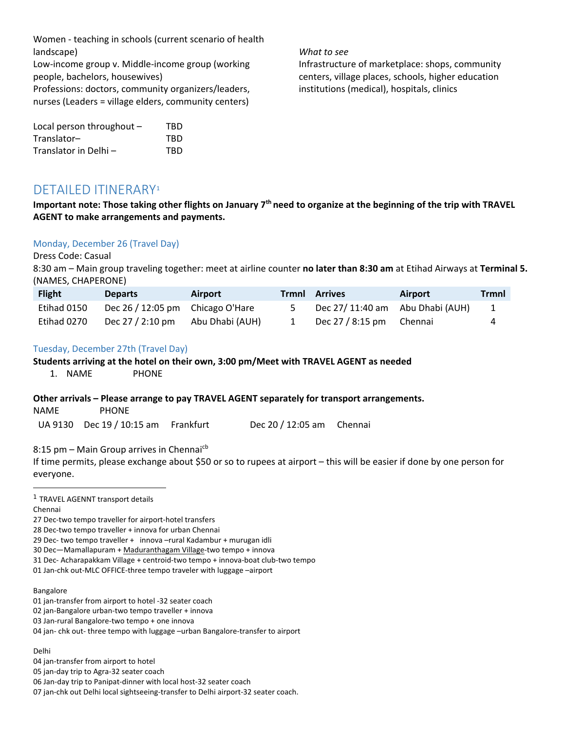Women - teaching in schools (current scenario of health landscape)
Low-income group v. Middle-income group (working people, bachelors, housewives)
Professions: doctors, community organizers/leaders, nurses (Leaders = village elders, community centers)

*What to see*
Infrastructure of marketplace: shops, community centers, village places, schools, higher education institutions (medical), hospitals, clinics

Local person throughout – TBD
Translator– TBD
Translator in Delhi – TBD

## DETAILED ITINERARY[1]

**Important note: Those taking other flights on January 7th need to organize at the beginning of the trip with TRAVEL AGENT to make arrangements and payments.**

### Monday, December 26 (Travel Day)

Dress Code: Casual
8:30 am – Main group traveling together: meet at airline counter **no later than 8:30 am** at Etihad Airways at **Terminal 5.** (NAMES, CHAPERONE)

| Flight | Departs | Airport | Trmnl | Arrives | Airport | Trmnl |
|---|---|---|---|---|---|---|
| Etihad 0150 | Dec 26 / 12:05 pm | Chicago O'Hare | 5 | Dec 27/ 11:40 am | Abu Dhabi (AUH) | 1 |
| Etihad 0270 | Dec 27 / 2:10 pm | Abu Dhabi (AUH) | 1 | Dec 27 / 8:15 pm | Chennai | 4 |

### Tuesday, December 27th (Travel Day)

**Students arriving at the hotel on their own, 3:00 pm/Meet with TRAVEL AGENT as needed**

1. NAME PHONE

**Other arrivals – Please arrange to pay TRAVEL AGENT separately for transport arrangements.**

NAME PHONE

| | | | | |
|---|---|---|---|---|
| UA 9130 | Dec 19 / 10:15 am | Frankfurt | Dec 20 / 12:05 am | Chennai |

8:15 pm – Main Group arrives in Chennai[cb]
If time permits, please exchange about $50 or so to rupees at airport – this will be easier if done by one person for everyone.

---

[1] TRAVEL AGENNT transport details

Chennai
27 Dec-two tempo traveller for airport-hotel transfers
28 Dec-two tempo traveller + innova for urban Chennai
29 Dec- two tempo traveller + innova –rural Kadambur + murugan idli
30 Dec—Mamallapuram + Maduranthagam Village-two tempo + innova
31 Dec- Acharapakkam Village + centroid-two tempo + innova-boat club-two tempo
01 Jan-chk out-MLC OFFICE-three tempo traveler with luggage –airport

Bangalore
01 jan-transfer from airport to hotel -32 seater coach
02 jan-Bangalore urban-two tempo traveller + innova
03 Jan-rural Bangalore-two tempo + one innova
04 jan- chk out- three tempo with luggage –urban Bangalore-transfer to airport

Delhi
04 jan-transfer from airport to hotel
05 jan-day trip to Agra-32 seater coach
06 Jan-day trip to Panipat-dinner with local host-32 seater coach
07 jan-chk out Delhi local sightseeing-transfer to Delhi airport-32 seater coach.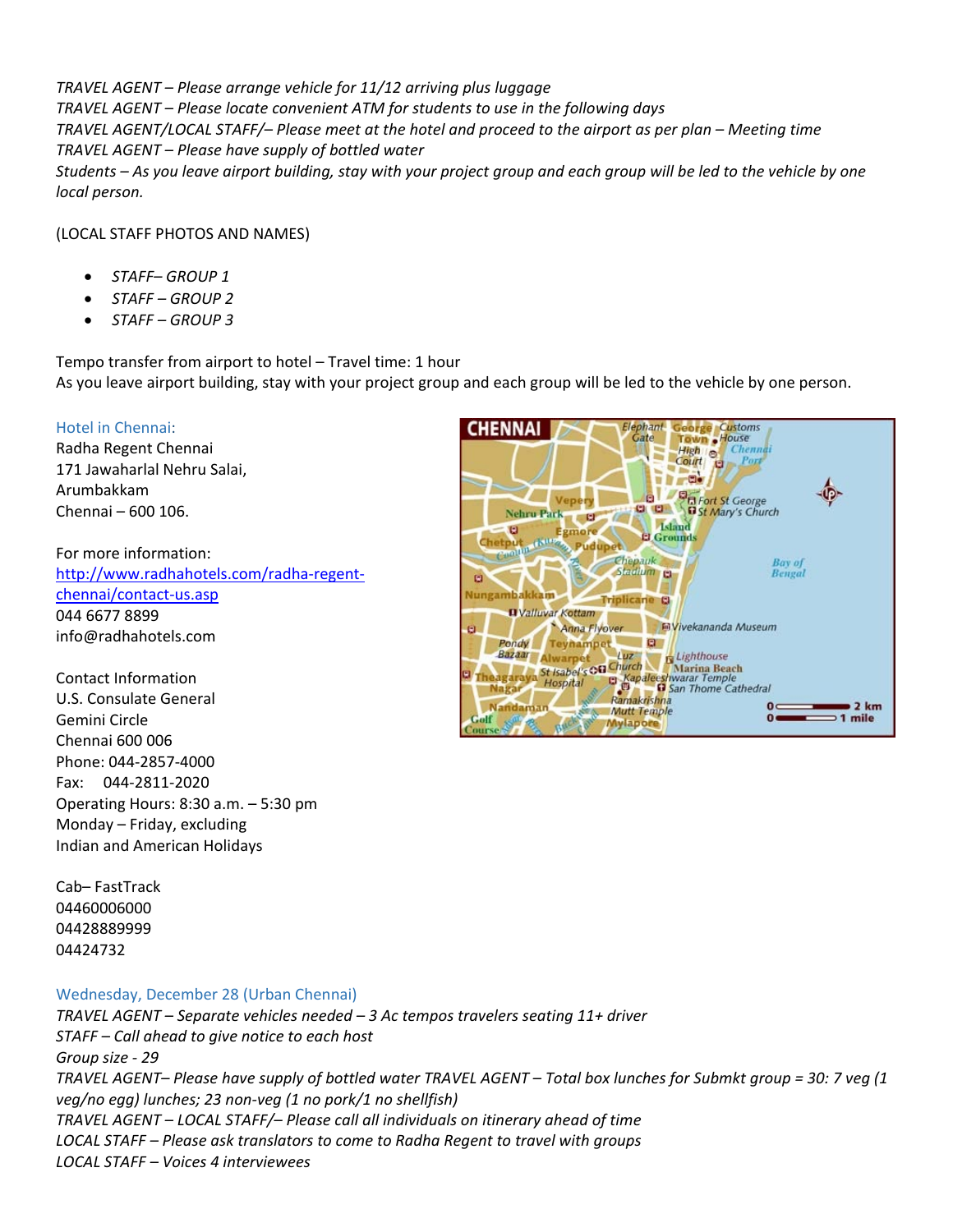*TRAVEL AGENT – Please arrange vehicle for 11/12 arriving plus luggage*
*TRAVEL AGENT – Please locate convenient ATM for students to use in the following days*
*TRAVEL AGENT/LOCAL STAFF/– Please meet at the hotel and proceed to the airport as per plan – Meeting time*
*TRAVEL AGENT – Please have supply of bottled water*
*Students – As you leave airport building, stay with your project group and each group will be led to the vehicle by one local person.*

(LOCAL STAFF PHOTOS AND NAMES)

- *STAFF– GROUP 1*
- *STAFF – GROUP 2*
- *STAFF – GROUP 3*

Tempo transfer from airport to hotel – Travel time: 1 hour
As you leave airport building, stay with your project group and each group will be led to the vehicle by one person.

Hotel in Chennai:
Radha Regent Chennai
171 Jawaharlal Nehru Salai,
Arumbakkam
Chennai – 600 106.

For more information:
http://www.radhahotels.com/radha-regent-chennai/contact-us.asp
044 6677 8899
info@radhahotels.com

Contact Information
U.S. Consulate General
Gemini Circle
Chennai 600 006
Phone: 044-2857-4000
Fax: 044-2811-2020
Operating Hours: 8:30 a.m. – 5:30 pm
Monday – Friday, excluding
Indian and American Holidays

Cab– FastTrack
04460006000
04428889999
04424732

Wednesday, December 28 (Urban Chennai)

*TRAVEL AGENT – Separate vehicles needed – 3 Ac tempos travelers seating 11+ driver*
*STAFF – Call ahead to give notice to each host*
*Group size - 29*
*TRAVEL AGENT– Please have supply of bottled water TRAVEL AGENT – Total box lunches for Submkt group = 30: 7 veg (1 veg/no egg) lunches; 23 non-veg (1 no pork/1 no shellfish)*
*TRAVEL AGENT – LOCAL STAFF/– Please call all individuals on itinerary ahead of time*
*LOCAL STAFF – Please ask translators to come to Radha Regent to travel with groups*
*LOCAL STAFF – Voices 4 interviewees*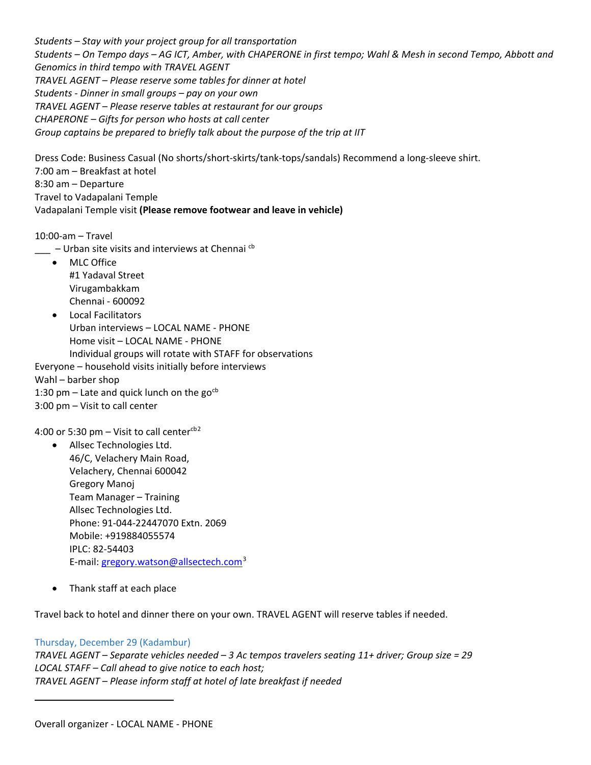*Students – Stay with your project group for all transportation*
*Students – On Tempo days – AG ICT, Amber, with CHAPERONE in first tempo; Wahl & Mesh in second Tempo, Abbott and Genomics in third tempo with TRAVEL AGENT*
*TRAVEL AGENT – Please reserve some tables for dinner at hotel*
*Students - Dinner in small groups – pay on your own*
*TRAVEL AGENT – Please reserve tables at restaurant for our groups*
*CHAPERONE – Gifts for person who hosts at call center*
*Group captains be prepared to briefly talk about the purpose of the trip at IIT*

Dress Code: Business Casual (No shorts/short-skirts/tank-tops/sandals) Recommend a long-sleeve shirt.
7:00 am – Breakfast at hotel
8:30 am – Departure
Travel to Vadapalani Temple
Vadapalani Temple visit **(Please remove footwear and leave in vehicle)**

10:00-am – Travel
___ – Urban site visits and interviews at Chennai [cb]

- MLC Office
  #1 Yadaval Street
  Virugambakkam
  Chennai - 600092
- Local Facilitators
  Urban interviews – LOCAL NAME - PHONE
  Home visit – LOCAL NAME - PHONE
  Individual groups will rotate with STAFF for observations

Everyone – household visits initially before interviews
Wahl – barber shop
1:30 pm – Late and quick lunch on the go[cb]
3:00 pm – Visit to call center

4:00 or 5:30 pm – Visit to call center[cb2]

- Allsec Technologies Ltd.
  46/C, Velachery Main Road,
  Velachery, Chennai 600042
  Gregory Manoj
  Team Manager – Training
  Allsec Technologies Ltd.
  Phone: 91-044-22447070 Extn. 2069
  Mobile: +919884055574
  IPLC: 82-54403
  E-mail: gregory.watson@allsectech.com[3]

- Thank staff at each place

Travel back to hotel and dinner there on your own. TRAVEL AGENT will reserve tables if needed.

## Thursday, December 29 (Kadambur)

*TRAVEL AGENT – Separate vehicles needed – 3 Ac tempos travelers seating 11+ driver; Group size = 29*
*LOCAL STAFF – Call ahead to give notice to each host;*
*TRAVEL AGENT – Please inform staff at hotel of late breakfast if needed*

---

Overall organizer - LOCAL NAME - PHONE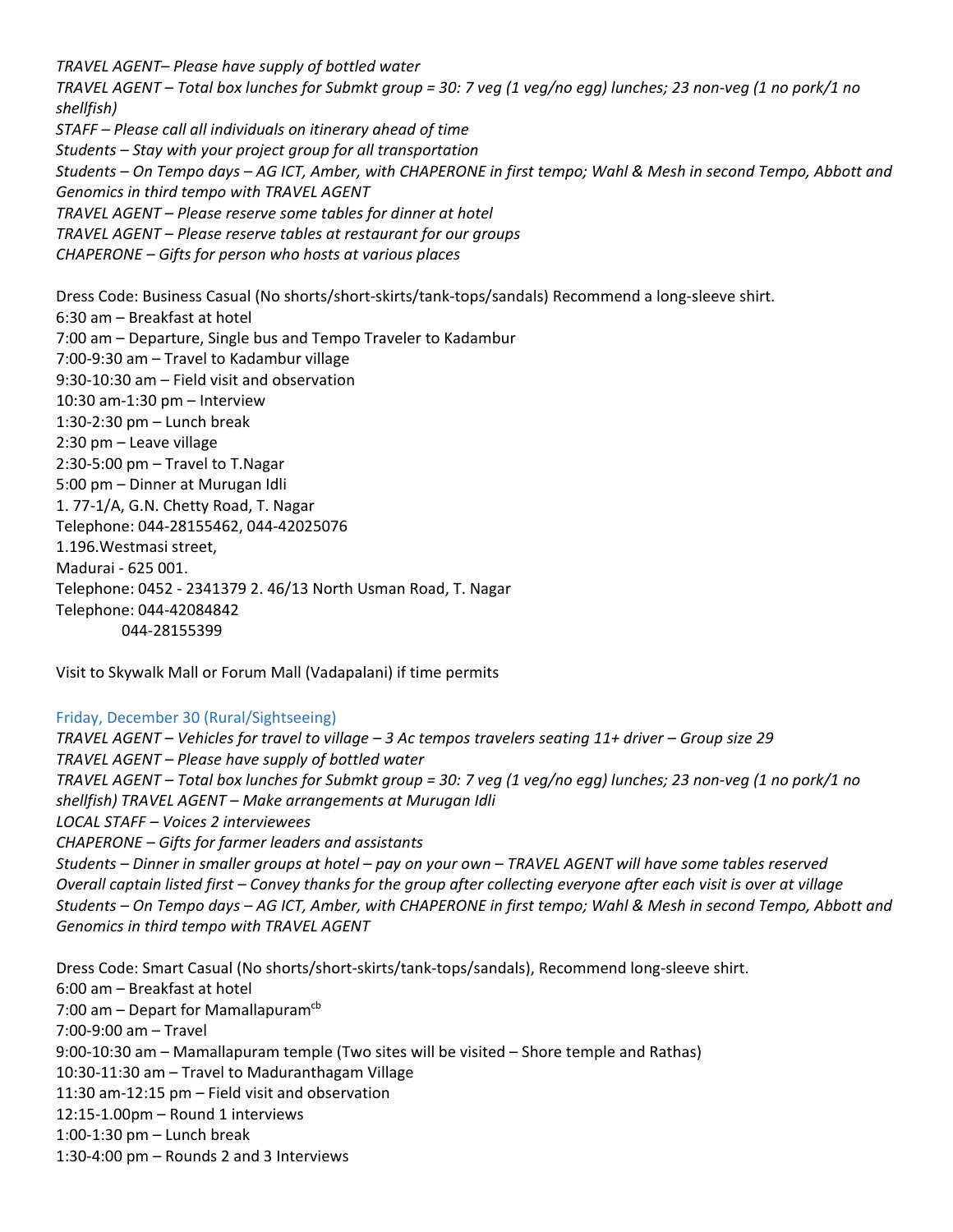*TRAVEL AGENT– Please have supply of bottled water*
*TRAVEL AGENT – Total box lunches for Submkt group = 30: 7 veg (1 veg/no egg) lunches; 23 non-veg (1 no pork/1 no shellfish)*
*STAFF – Please call all individuals on itinerary ahead of time*
*Students – Stay with your project group for all transportation*
*Students – On Tempo days – AG ICT, Amber, with CHAPERONE in first tempo; Wahl & Mesh in second Tempo, Abbott and Genomics in third tempo with TRAVEL AGENT*
*TRAVEL AGENT – Please reserve some tables for dinner at hotel*
*TRAVEL AGENT – Please reserve tables at restaurant for our groups*
*CHAPERONE – Gifts for person who hosts at various places*

Dress Code: Business Casual (No shorts/short-skirts/tank-tops/sandals) Recommend a long-sleeve shirt.
6:30 am – Breakfast at hotel
7:00 am – Departure, Single bus and Tempo Traveler to Kadambur
7:00-9:30 am – Travel to Kadambur village
9:30-10:30 am – Field visit and observation
10:30 am-1:30 pm – Interview
1:30-2:30 pm – Lunch break
2:30 pm – Leave village
2:30-5:00 pm – Travel to T.Nagar
5:00 pm – Dinner at Murugan Idli
1. 77-1/A, G.N. Chetty Road, T. Nagar
Telephone: 044-28155462, 044-42025076
1.196.Westmasi street,
Madurai - 625 001.
Telephone: 0452 - 2341379 2. 46/13 North Usman Road, T. Nagar
Telephone: 044-42084842
044-28155399

Visit to Skywalk Mall or Forum Mall (Vadapalani) if time permits

## Friday, December 30 (Rural/Sightseeing)

*TRAVEL AGENT – Vehicles for travel to village – 3 Ac tempos travelers seating 11+ driver – Group size 29*
*TRAVEL AGENT – Please have supply of bottled water*
*TRAVEL AGENT – Total box lunches for Submkt group = 30: 7 veg (1 veg/no egg) lunches; 23 non-veg (1 no pork/1 no shellfish) TRAVEL AGENT – Make arrangements at Murugan Idli*
*LOCAL STAFF – Voices 2 interviewees*
*CHAPERONE – Gifts for farmer leaders and assistants*
*Students – Dinner in smaller groups at hotel – pay on your own – TRAVEL AGENT will have some tables reserved*
*Overall captain listed first – Convey thanks for the group after collecting everyone after each visit is over at village*
*Students – On Tempo days – AG ICT, Amber, with CHAPERONE in first tempo; Wahl & Mesh in second Tempo, Abbott and Genomics in third tempo with TRAVEL AGENT*

Dress Code: Smart Casual (No shorts/short-skirts/tank-tops/sandals), Recommend long-sleeve shirt.
6:00 am – Breakfast at hotel
7:00 am – Depart for Mamallapuram[cb]
7:00-9:00 am – Travel
9:00-10:30 am – Mamallapuram temple (Two sites will be visited – Shore temple and Rathas)
10:30-11:30 am – Travel to Maduranthagam Village
11:30 am-12:15 pm – Field visit and observation
12:15-1.00pm – Round 1 interviews
1:00-1:30 pm – Lunch break
1:30-4:00 pm – Rounds 2 and 3 Interviews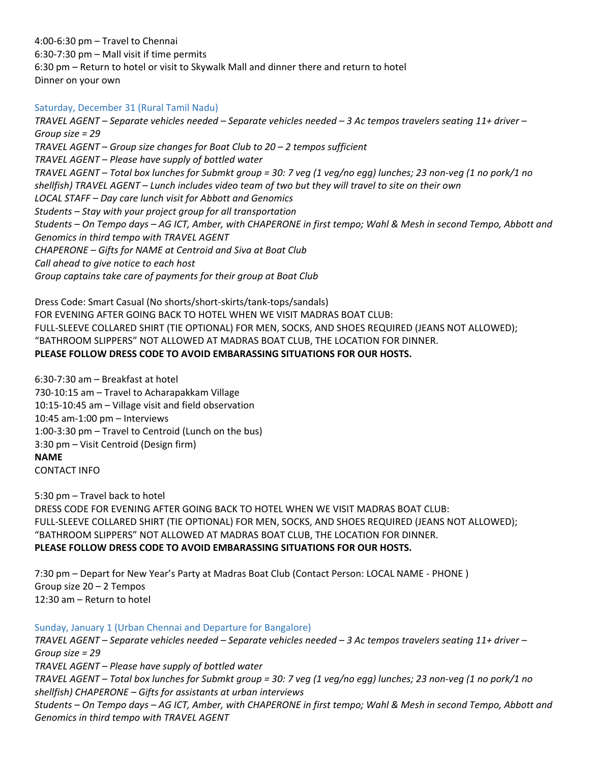4:00-6:30 pm – Travel to Chennai
6:30-7:30 pm – Mall visit if time permits
6:30 pm – Return to hotel or visit to Skywalk Mall and dinner there and return to hotel
Dinner on your own

### Saturday, December 31 (Rural Tamil Nadu)

*TRAVEL AGENT – Separate vehicles needed – Separate vehicles needed – 3 Ac tempos travelers seating 11+ driver – Group size = 29*
*TRAVEL AGENT – Group size changes for Boat Club to 20 – 2 tempos sufficient*
*TRAVEL AGENT – Please have supply of bottled water*
*TRAVEL AGENT – Total box lunches for Submkt group = 30: 7 veg (1 veg/no egg) lunches; 23 non-veg (1 no pork/1 no shellfish) TRAVEL AGENT – Lunch includes video team of two but they will travel to site on their own*
*LOCAL STAFF – Day care lunch visit for Abbott and Genomics*
*Students – Stay with your project group for all transportation*
*Students – On Tempo days – AG ICT, Amber, with CHAPERONE in first tempo; Wahl & Mesh in second Tempo, Abbott and Genomics in third tempo with TRAVEL AGENT*
*CHAPERONE – Gifts for NAME at Centroid and Siva at Boat Club*
*Call ahead to give notice to each host*
*Group captains take care of payments for their group at Boat Club*

Dress Code: Smart Casual (No shorts/short-skirts/tank-tops/sandals)
FOR EVENING AFTER GOING BACK TO HOTEL WHEN WE VISIT MADRAS BOAT CLUB:
FULL-SLEEVE COLLARED SHIRT (TIE OPTIONAL) FOR MEN, SOCKS, AND SHOES REQUIRED (JEANS NOT ALLOWED);
"BATHROOM SLIPPERS" NOT ALLOWED AT MADRAS BOAT CLUB, THE LOCATION FOR DINNER.
**PLEASE FOLLOW DRESS CODE TO AVOID EMBARASSING SITUATIONS FOR OUR HOSTS.**

6:30-7:30 am – Breakfast at hotel
730-10:15 am – Travel to Acharapakkam Village
10:15-10:45 am – Village visit and field observation
10:45 am-1:00 pm – Interviews
1:00-3:30 pm – Travel to Centroid (Lunch on the bus)
3:30 pm – Visit Centroid (Design firm)
**NAME**
CONTACT INFO

5:30 pm – Travel back to hotel
DRESS CODE FOR EVENING AFTER GOING BACK TO HOTEL WHEN WE VISIT MADRAS BOAT CLUB:
FULL-SLEEVE COLLARED SHIRT (TIE OPTIONAL) FOR MEN, SOCKS, AND SHOES REQUIRED (JEANS NOT ALLOWED);
"BATHROOM SLIPPERS" NOT ALLOWED AT MADRAS BOAT CLUB, THE LOCATION FOR DINNER.
**PLEASE FOLLOW DRESS CODE TO AVOID EMBARASSING SITUATIONS FOR OUR HOSTS.**

7:30 pm – Depart for New Year's Party at Madras Boat Club (Contact Person: LOCAL NAME - PHONE )
Group size 20 – 2 Tempos
12:30 am – Return to hotel

### Sunday, January 1 (Urban Chennai and Departure for Bangalore)

*TRAVEL AGENT – Separate vehicles needed – Separate vehicles needed – 3 Ac tempos travelers seating 11+ driver – Group size = 29*
*TRAVEL AGENT – Please have supply of bottled water*
*TRAVEL AGENT – Total box lunches for Submkt group = 30: 7 veg (1 veg/no egg) lunches; 23 non-veg (1 no pork/1 no shellfish) CHAPERONE – Gifts for assistants at urban interviews*
*Students – On Tempo days – AG ICT, Amber, with CHAPERONE in first tempo; Wahl & Mesh in second Tempo, Abbott and Genomics in third tempo with TRAVEL AGENT*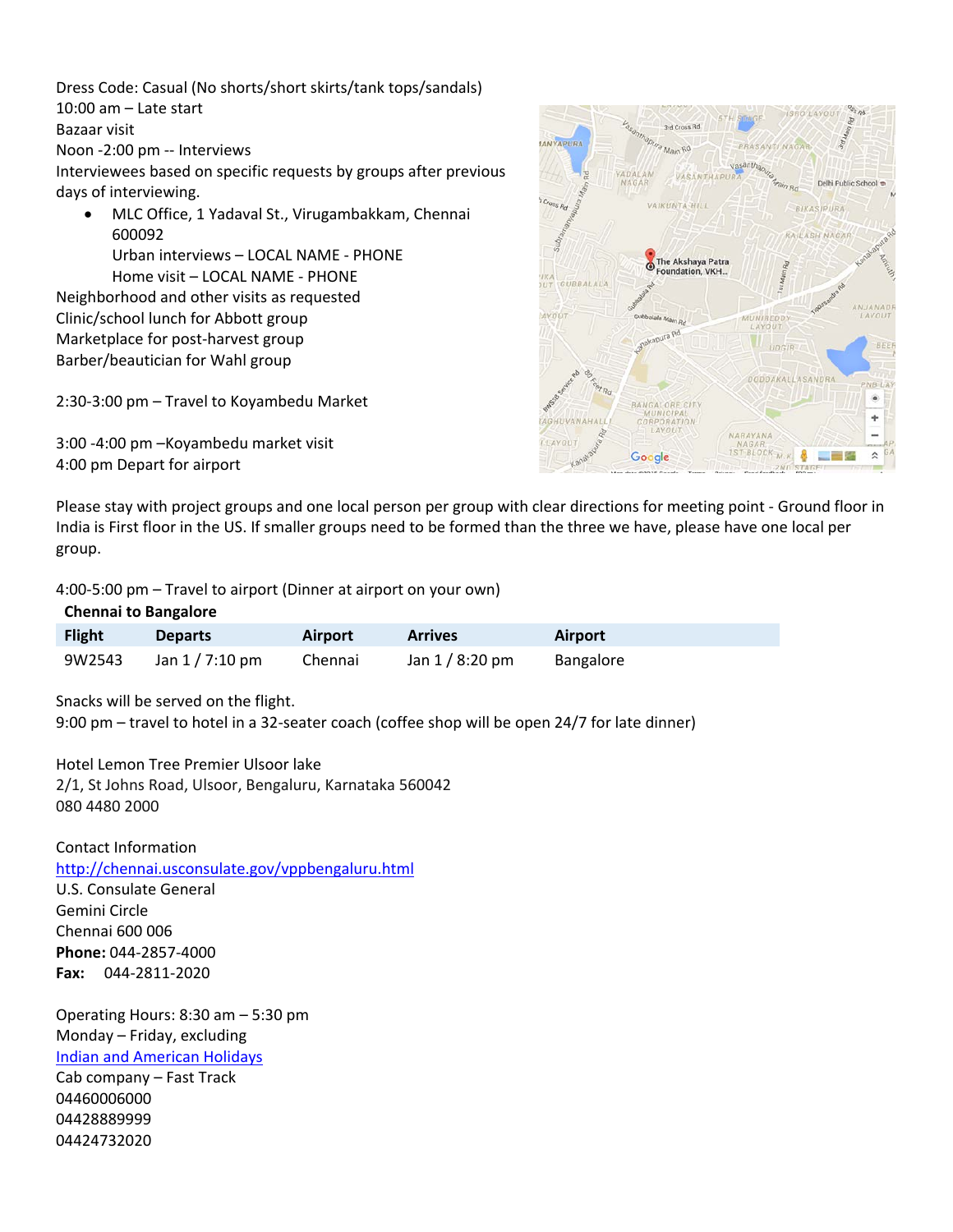Dress Code: Casual (No shorts/short skirts/tank tops/sandals)
10:00 am – Late start
Bazaar visit
Noon -2:00 pm -- Interviews
Interviewees based on specific requests by groups after previous days of interviewing.

- MLC Office, 1 Yadaval St., Virugambakkam, Chennai 600092
  Urban interviews – LOCAL NAME - PHONE
  Home visit – LOCAL NAME - PHONE

Neighborhood and other visits as requested
Clinic/school lunch for Abbott group
Marketplace for post-harvest group
Barber/beautician for Wahl group

2:30-3:00 pm – Travel to Koyambedu Market

3:00 -4:00 pm –Koyambedu market visit
4:00 pm Depart for airport

Please stay with project groups and one local person per group with clear directions for meeting point - Ground floor in India is First floor in the US. If smaller groups need to be formed than the three we have, please have one local per group.

4:00-5:00 pm – Travel to airport (Dinner at airport on your own)

**Chennai to Bangalore**

| Flight | Departs | Airport | Arrives | Airport |
|---|---|---|---|---|
| 9W2543 | Jan 1 / 7:10 pm | Chennai | Jan 1 / 8:20 pm | Bangalore |

Snacks will be served on the flight.
9:00 pm – travel to hotel in a 32-seater coach (coffee shop will be open 24/7 for late dinner)

Hotel Lemon Tree Premier Ulsoor lake
2/1, St Johns Road, Ulsoor, Bengaluru, Karnataka 560042
080 4480 2000

Contact Information
http://chennai.usconsulate.gov/vppbengaluru.html
U.S. Consulate General
Gemini Circle
Chennai 600 006
**Phone:** 044-2857-4000
**Fax:** 044-2811-2020

Operating Hours: 8:30 am – 5:30 pm
Monday – Friday, excluding
Indian and American Holidays
Cab company – Fast Track
04460006000
04428889999
04424732020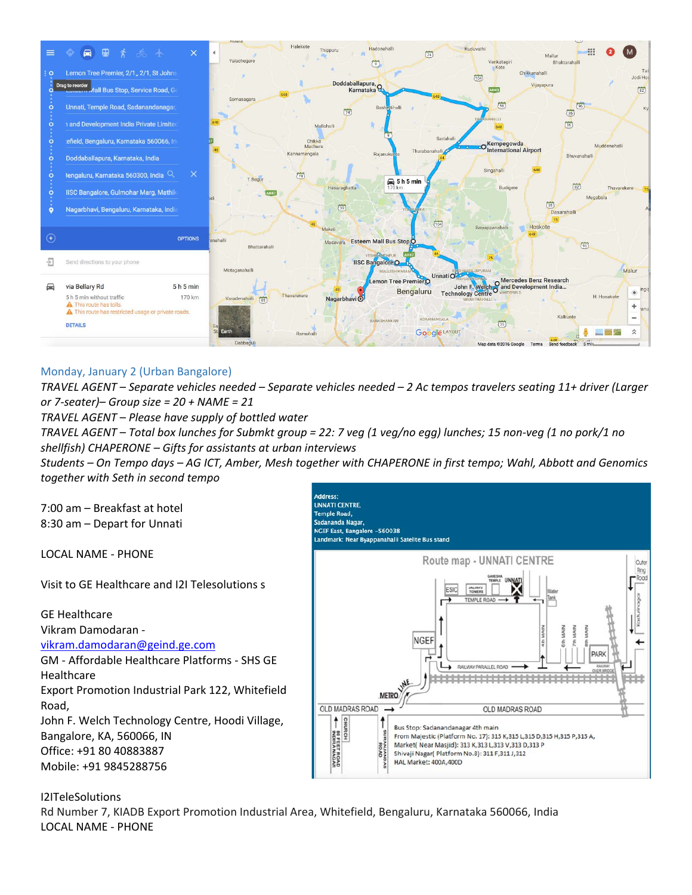Monday, January 2 (Urban Bangalore)

*TRAVEL AGENT – Separate vehicles needed – Separate vehicles needed – 2 Ac tempos travelers seating 11+ driver (Larger or 7-seater)– Group size = 20 + NAME = 21*

*TRAVEL AGENT – Please have supply of bottled water*

*TRAVEL AGENT – Total box lunches for Submkt group = 22: 7 veg (1 veg/no egg) lunches; 15 non-veg (1 no pork/1 no shellfish) CHAPERONE – Gifts for assistants at urban interviews*

*Students – On Tempo days – AG ICT, Amber, Mesh together with CHAPERONE in first tempo; Wahl, Abbott and Genomics together with Seth in second tempo*

7:00 am – Breakfast at hotel
8:30 am – Depart for Unnati

LOCAL NAME - PHONE

Visit to GE Healthcare and I2I Telesolutions s

GE Healthcare
Vikram Damodaran -
[vikram.damodaran@geind.ge.com](mailto:vikram.damodaran@geind.ge.com)
GM - Affordable Healthcare Platforms - SHS GE Healthcare
Export Promotion Industrial Park 122, Whitefield Road,
John F. Welch Technology Centre, Hoodi Village, Bangalore, KA, 560066, IN
Office: +91 80 40883887
Mobile: +91 9845288756

I2ITeleSolutions
Rd Number 7, KIADB Export Promotion Industrial Area, Whitefield, Bengaluru, Karnataka 560066, India
LOCAL NAME - PHONE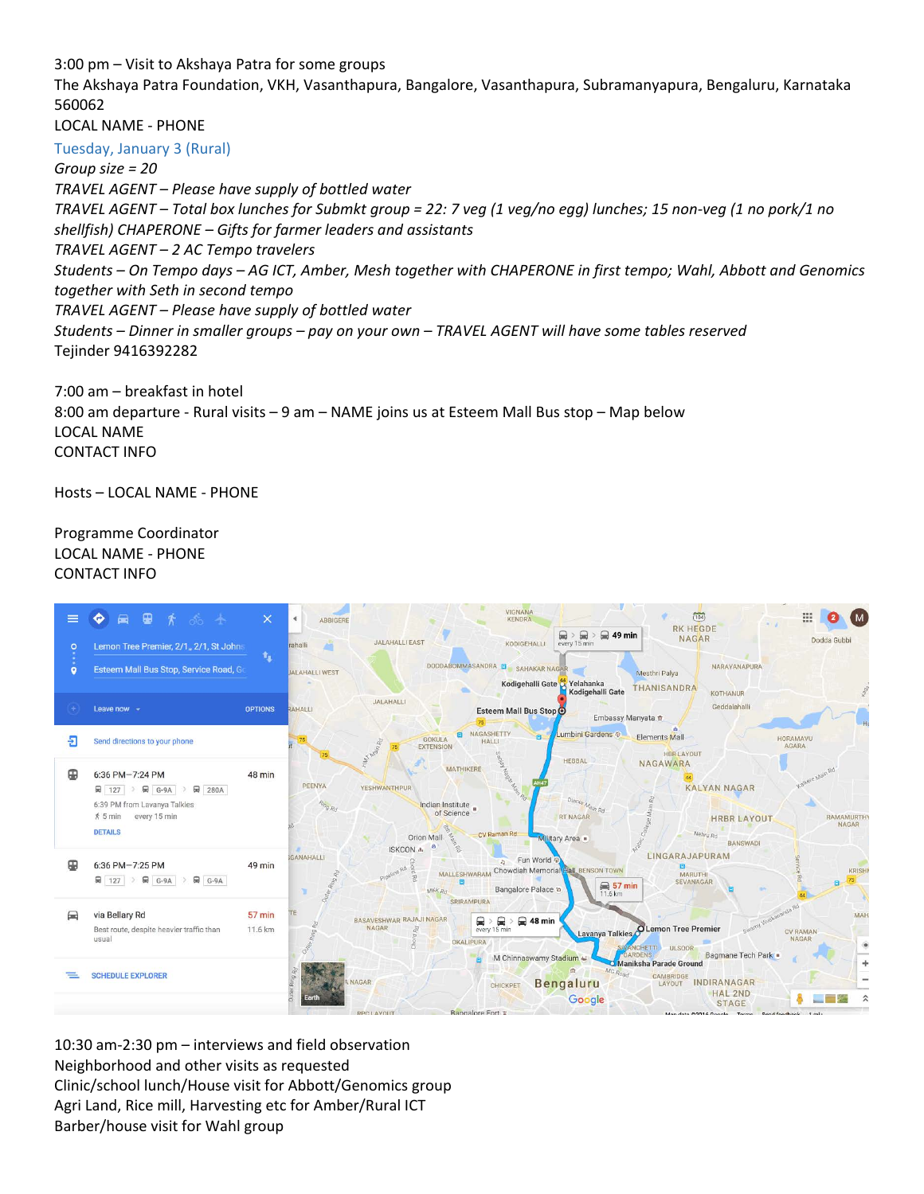3:00 pm – Visit to Akshaya Patra for some groups
The Akshaya Patra Foundation, VKH, Vasanthapura, Bangalore, Vasanthapura, Subramanyapura, Bengaluru, Karnataka 560062
LOCAL NAME - PHONE

Tuesday, January 3 (Rural)

*Group size = 20*
*TRAVEL AGENT – Please have supply of bottled water*
*TRAVEL AGENT – Total box lunches for Submkt group = 22: 7 veg (1 veg/no egg) lunches; 15 non-veg (1 no pork/1 no shellfish) CHAPERONE – Gifts for farmer leaders and assistants*
*TRAVEL AGENT – 2 AC Tempo travelers*
*Students – On Tempo days – AG ICT, Amber, Mesh together with CHAPERONE in first tempo; Wahl, Abbott and Genomics together with Seth in second tempo*
*TRAVEL AGENT – Please have supply of bottled water*
*Students – Dinner in smaller groups – pay on your own – TRAVEL AGENT will have some tables reserved*
Tejinder 9416392282

7:00 am – breakfast in hotel
8:00 am departure - Rural visits – 9 am – NAME joins us at Esteem Mall Bus stop – Map below
LOCAL NAME
CONTACT INFO

Hosts – LOCAL NAME - PHONE

Programme Coordinator
LOCAL NAME - PHONE
CONTACT INFO

10:30 am-2:30 pm – interviews and field observation
Neighborhood and other visits as requested
Clinic/school lunch/House visit for Abbott/Genomics group
Agri Land, Rice mill, Harvesting etc for Amber/Rural ICT
Barber/house visit for Wahl group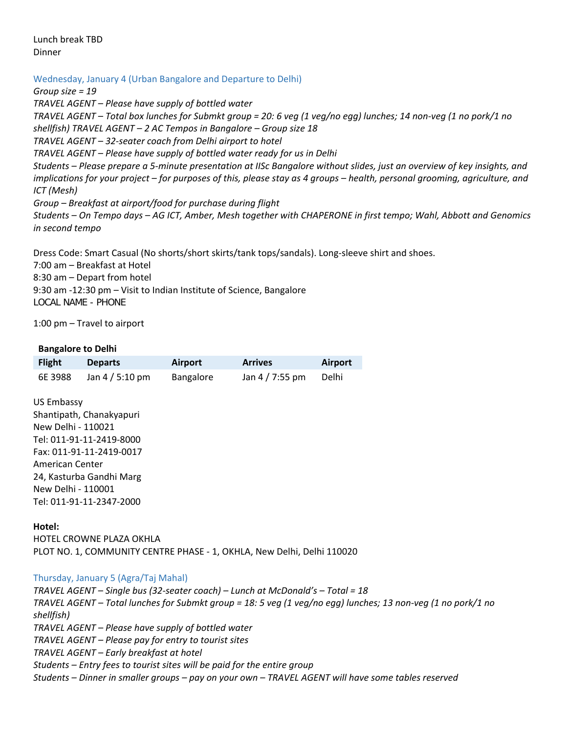Lunch break TBD
Dinner

### Wednesday, January 4 (Urban Bangalore and Departure to Delhi)

*Group size = 19*
*TRAVEL AGENT – Please have supply of bottled water*
*TRAVEL AGENT – Total box lunches for Submkt group = 20: 6 veg (1 veg/no egg) lunches; 14 non-veg (1 no pork/1 no shellfish) TRAVEL AGENT – 2 AC Tempos in Bangalore – Group size 18*
*TRAVEL AGENT – 32-seater coach from Delhi airport to hotel*
*TRAVEL AGENT – Please have supply of bottled water ready for us in Delhi*
*Students – Please prepare a 5-minute presentation at IISc Bangalore without slides, just an overview of key insights, and implications for your project – for purposes of this, please stay as 4 groups – health, personal grooming, agriculture, and ICT (Mesh)*
*Group – Breakfast at airport/food for purchase during flight*
*Students – On Tempo days – AG ICT, Amber, Mesh together with CHAPERONE in first tempo; Wahl, Abbott and Genomics in second tempo*

Dress Code: Smart Casual (No shorts/short skirts/tank tops/sandals). Long-sleeve shirt and shoes.
7:00 am – Breakfast at Hotel
8:30 am – Depart from hotel
9:30 am -12:30 pm – Visit to Indian Institute of Science, Bangalore
LOCAL NAME - PHONE

1:00 pm – Travel to airport

**Bangalore to Delhi**

| Flight | Departs | Airport | Arrives | Airport |
|---|---|---|---|---|
| 6E 3988 | Jan 4 / 5:10 pm | Bangalore | Jan 4 / 7:55 pm | Delhi |

US Embassy
Shantipath, Chanakyapuri
New Delhi - 110021
Tel: 011-91-11-2419-8000
Fax: 011-91-11-2419-0017
American Center
24, Kasturba Gandhi Marg
New Delhi - 110001
Tel: 011-91-11-2347-2000

**Hotel:**
HOTEL CROWNE PLAZA OKHLA
PLOT NO. 1, COMMUNITY CENTRE PHASE - 1, OKHLA, New Delhi, Delhi 110020

### Thursday, January 5 (Agra/Taj Mahal)

*TRAVEL AGENT – Single bus (32-seater coach) – Lunch at McDonald's – Total = 18*
*TRAVEL AGENT – Total lunches for Submkt group = 18: 5 veg (1 veg/no egg) lunches; 13 non-veg (1 no pork/1 no shellfish)*
*TRAVEL AGENT – Please have supply of bottled water*
*TRAVEL AGENT – Please pay for entry to tourist sites*
*TRAVEL AGENT – Early breakfast at hotel*
*Students – Entry fees to tourist sites will be paid for the entire group*
*Students – Dinner in smaller groups – pay on your own – TRAVEL AGENT will have some tables reserved*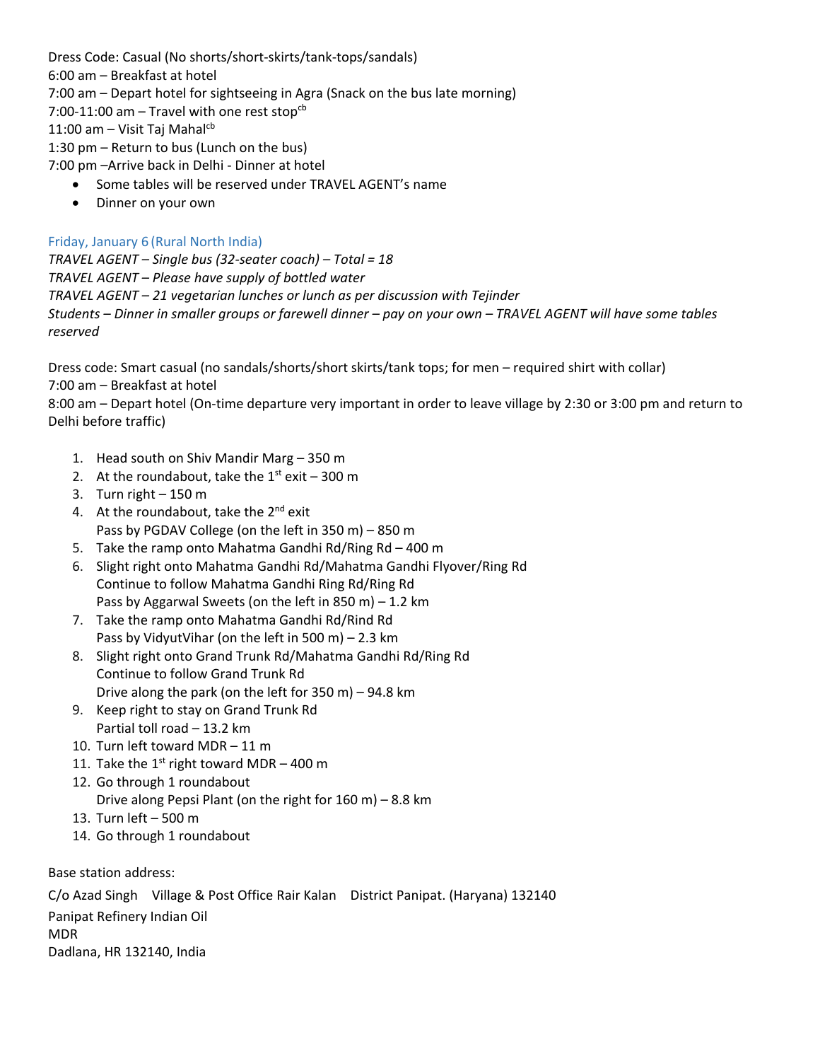Dress Code: Casual (No shorts/short-skirts/tank-tops/sandals)
6:00 am – Breakfast at hotel
7:00 am – Depart hotel for sightseeing in Agra (Snack on the bus late morning)
7:00-11:00 am – Travel with one rest stop[cb]
11:00 am – Visit Taj Mahal[cb]
1:30 pm – Return to bus (Lunch on the bus)
7:00 pm –Arrive back in Delhi - Dinner at hotel

- Some tables will be reserved under TRAVEL AGENT's name
- Dinner on your own

## Friday, January 6 (Rural North India)

*TRAVEL AGENT – Single bus (32-seater coach) – Total = 18*
*TRAVEL AGENT – Please have supply of bottled water*
*TRAVEL AGENT – 21 vegetarian lunches or lunch as per discussion with Tejinder*
*Students – Dinner in smaller groups or farewell dinner – pay on your own – TRAVEL AGENT will have some tables reserved*

Dress code: Smart casual (no sandals/shorts/short skirts/tank tops; for men – required shirt with collar)
7:00 am – Breakfast at hotel
8:00 am – Depart hotel (On-time departure very important in order to leave village by 2:30 or 3:00 pm and return to Delhi before traffic)

1. Head south on Shiv Mandir Marg – 350 m
2. At the roundabout, take the 1st exit – 300 m
3. Turn right – 150 m
4. At the roundabout, take the 2nd exit
   Pass by PGDAV College (on the left in 350 m) – 850 m
5. Take the ramp onto Mahatma Gandhi Rd/Ring Rd – 400 m
6. Slight right onto Mahatma Gandhi Rd/Mahatma Gandhi Flyover/Ring Rd
   Continue to follow Mahatma Gandhi Ring Rd/Ring Rd
   Pass by Aggarwal Sweets (on the left in 850 m) – 1.2 km
7. Take the ramp onto Mahatma Gandhi Rd/Rind Rd
   Pass by VidyutVihar (on the left in 500 m) – 2.3 km
8. Slight right onto Grand Trunk Rd/Mahatma Gandhi Rd/Ring Rd
   Continue to follow Grand Trunk Rd
   Drive along the park (on the left for 350 m) – 94.8 km
9. Keep right to stay on Grand Trunk Rd
   Partial toll road – 13.2 km
10. Turn left toward MDR – 11 m
11. Take the 1st right toward MDR – 400 m
12. Go through 1 roundabout
    Drive along Pepsi Plant (on the right for 160 m) – 8.8 km
13. Turn left – 500 m
14. Go through 1 roundabout

Base station address:

C/o Azad Singh Village & Post Office Rair Kalan District Panipat. (Haryana) 132140
Panipat Refinery Indian Oil
MDR
Dadlana, HR 132140, India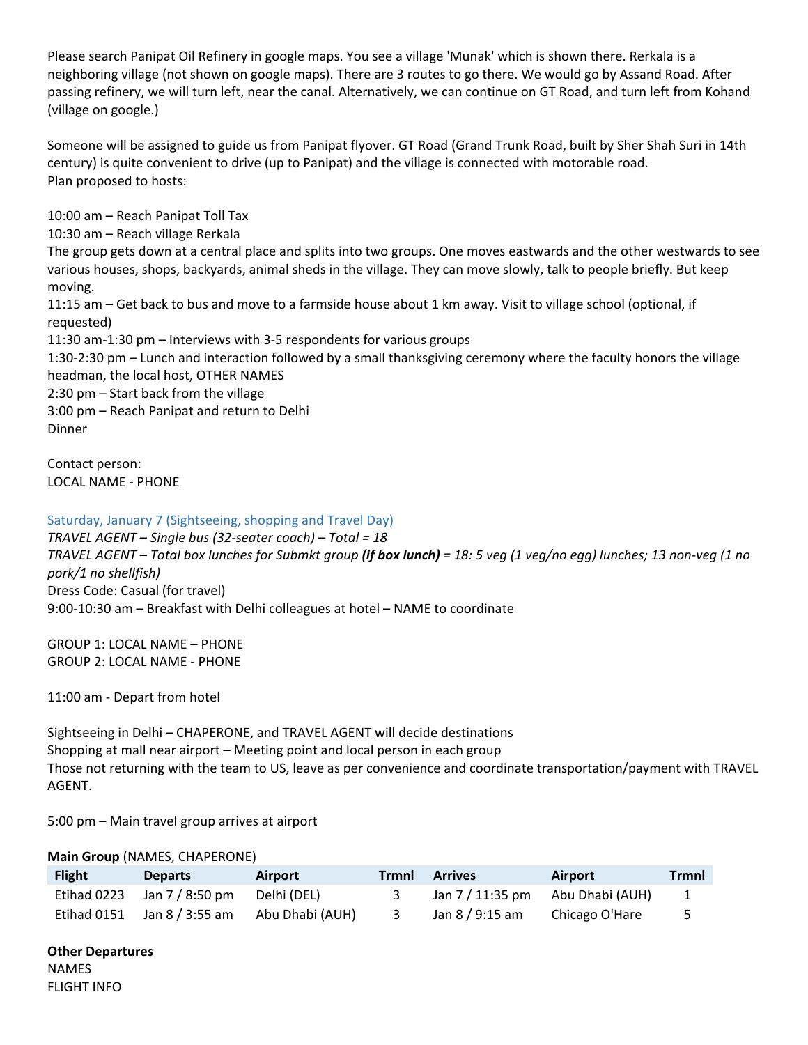Please search Panipat Oil Refinery in google maps. You see a village 'Munak' which is shown there. Rerkala is a neighboring village (not shown on google maps). There are 3 routes to go there. We would go by Assand Road. After passing refinery, we will turn left, near the canal. Alternatively, we can continue on GT Road, and turn left from Kohand (village on google.)

Someone will be assigned to guide us from Panipat flyover. GT Road (Grand Trunk Road, built by Sher Shah Suri in 14th century) is quite convenient to drive (up to Panipat) and the village is connected with motorable road.
Plan proposed to hosts:

10:00 am – Reach Panipat Toll Tax
10:30 am – Reach village Rerkala
The group gets down at a central place and splits into two groups. One moves eastwards and the other westwards to see various houses, shops, backyards, animal sheds in the village. They can move slowly, talk to people briefly. But keep moving.
11:15 am – Get back to bus and move to a farmside house about 1 km away. Visit to village school (optional, if requested)
11:30 am-1:30 pm – Interviews with 3-5 respondents for various groups
1:30-2:30 pm – Lunch and interaction followed by a small thanksgiving ceremony where the faculty honors the village headman, the local host, OTHER NAMES
2:30 pm – Start back from the village
3:00 pm – Reach Panipat and return to Delhi
Dinner

Contact person:
LOCAL NAME - PHONE

### Saturday, January 7 (Sightseeing, shopping and Travel Day)

*TRAVEL AGENT – Single bus (32-seater coach) – Total = 18*
*TRAVEL AGENT – Total box lunches for Submkt group* ***(if box lunch)*** *= 18: 5 veg (1 veg/no egg) lunches; 13 non-veg (1 no pork/1 no shellfish)*
Dress Code: Casual (for travel)
9:00-10:30 am – Breakfast with Delhi colleagues at hotel – NAME to coordinate

GROUP 1: LOCAL NAME – PHONE
GROUP 2: LOCAL NAME - PHONE

11:00 am - Depart from hotel

Sightseeing in Delhi – CHAPERONE, and TRAVEL AGENT will decide destinations
Shopping at mall near airport – Meeting point and local person in each group
Those not returning with the team to US, leave as per convenience and coordinate transportation/payment with TRAVEL AGENT.

5:00 pm – Main travel group arrives at airport

**Main Group** (NAMES, CHAPERONE)

| Flight | Departs | Airport | Trmnl | Arrives | Airport | Trmnl |
|---|---|---|---|---|---|---|
| Etihad 0223 | Jan 7 / 8:50 pm | Delhi (DEL) | 3 | Jan 7 / 11:35 pm | Abu Dhabi (AUH) | 1 |
| Etihad 0151 | Jan 8 / 3:55 am | Abu Dhabi (AUH) | 3 | Jan 8 / 9:15 am | Chicago O'Hare | 5 |

**Other Departures**
NAMES
FLIGHT INFO